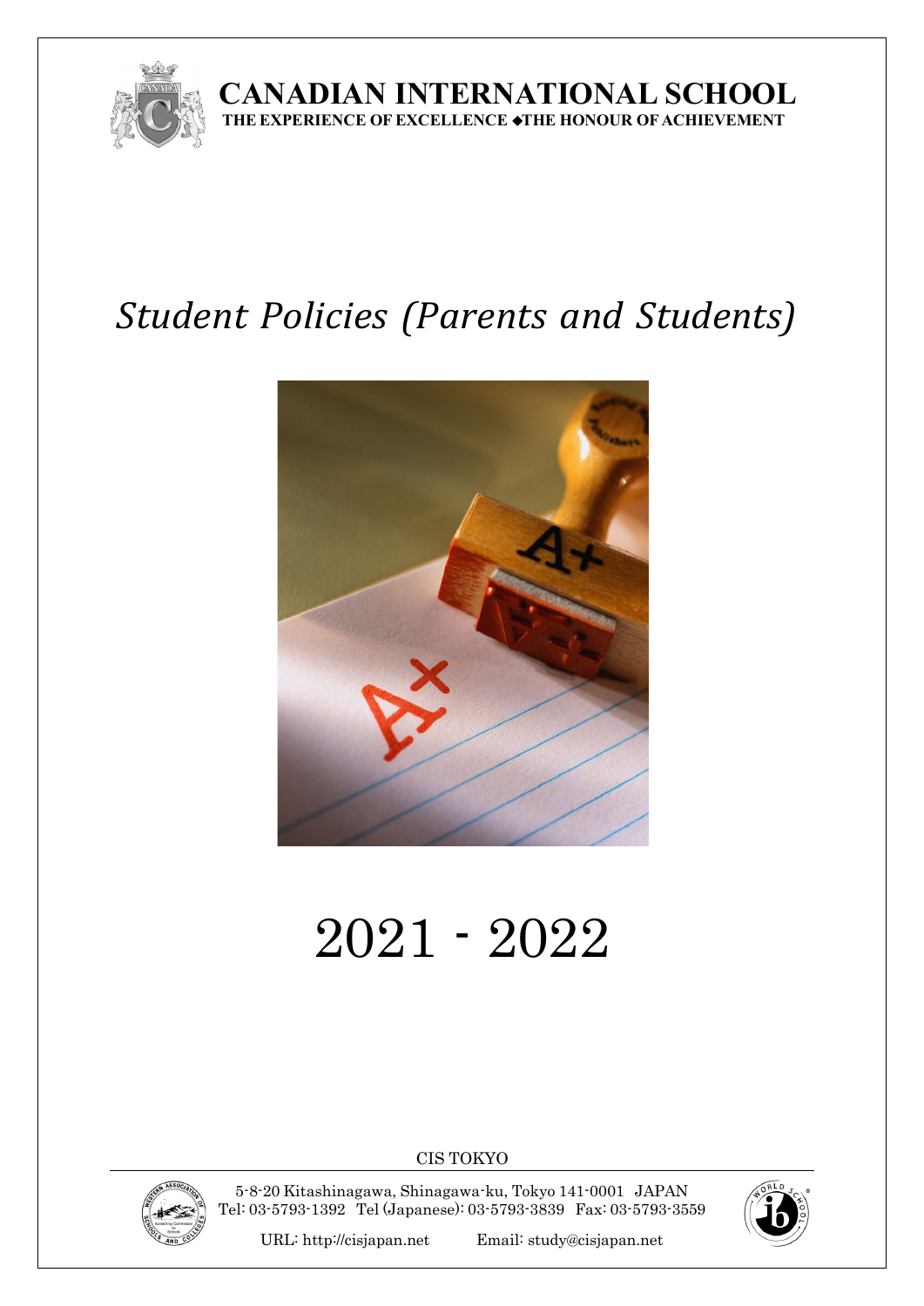# CANADIAN INTERNATIONAL SCHOOL

**THE EXPERIENCE OF EXCELLENCE ◆THE HONOUR OF ACHIEVEMENT**

# *Student Policies (Parents and Students)*

# 2021 - 2022

CIS TOKYO

5-8-20 Kitashinagawa, Shinagawa-ku, Tokyo 141-0001 JAPAN
Tel: 03-5793-1392 Tel (Japanese): 03-5793-3839 Fax: 03-5793-3559

URL: http://cisjapan.net Email: study@cisjapan.net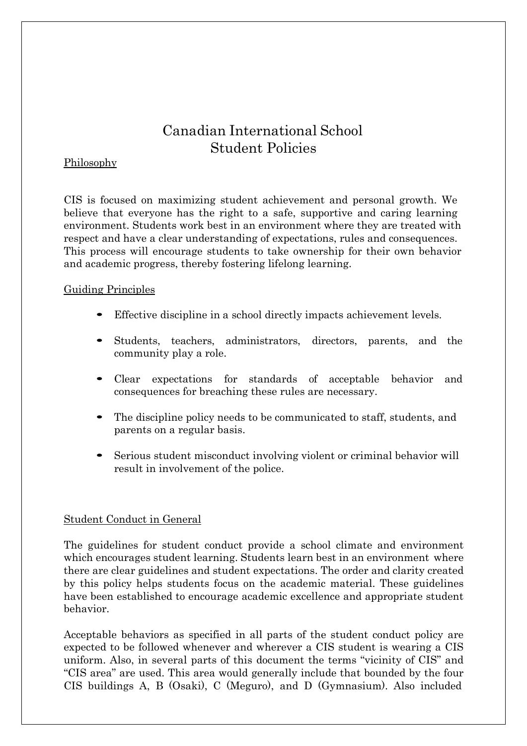# Canadian International School
# Student Policies

## Philosophy

CIS is focused on maximizing student achievement and personal growth. We believe that everyone has the right to a safe, supportive and caring learning environment. Students work best in an environment where they are treated with respect and have a clear understanding of expectations, rules and consequences. This process will encourage students to take ownership for their own behavior and academic progress, thereby fostering lifelong learning.

## Guiding Principles

- Effective discipline in a school directly impacts achievement levels.
- Students, teachers, administrators, directors, parents, and the community play a role.
- Clear expectations for standards of acceptable behavior and consequences for breaching these rules are necessary.
- The discipline policy needs to be communicated to staff, students, and parents on a regular basis.
- Serious student misconduct involving violent or criminal behavior will result in involvement of the police.

## Student Conduct in General

The guidelines for student conduct provide a school climate and environment which encourages student learning. Students learn best in an environment where there are clear guidelines and student expectations. The order and clarity created by this policy helps students focus on the academic material. These guidelines have been established to encourage academic excellence and appropriate student behavior.

Acceptable behaviors as specified in all parts of the student conduct policy are expected to be followed whenever and wherever a CIS student is wearing a CIS uniform. Also, in several parts of this document the terms "vicinity of CIS" and "CIS area" are used. This area would generally include that bounded by the four CIS buildings A, B (Osaki), C (Meguro), and D (Gymnasium). Also included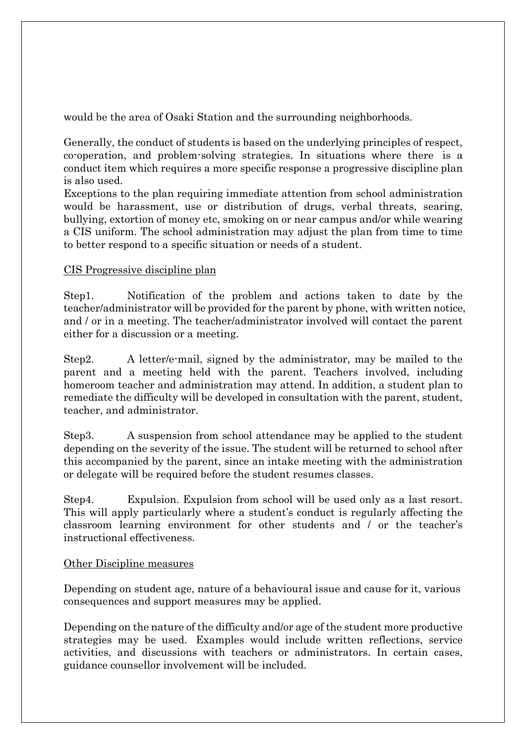would be the area of Osaki Station and the surrounding neighborhoods.

Generally, the conduct of students is based on the underlying principles of respect, co-operation, and problem-solving strategies. In situations where there is a conduct item which requires a more specific response a progressive discipline plan is also used.
Exceptions to the plan requiring immediate attention from school administration would be harassment, use or distribution of drugs, verbal threats, searing, bullying, extortion of money etc, smoking on or near campus and/or while wearing a CIS uniform. The school administration may adjust the plan from time to time to better respond to a specific situation or needs of a student.

CIS Progressive discipline plan

Step1. Notification of the problem and actions taken to date by the teacher/administrator will be provided for the parent by phone, with written notice, and / or in a meeting. The teacher/administrator involved will contact the parent either for a discussion or a meeting.

Step2. A letter/e-mail, signed by the administrator, may be mailed to the parent and a meeting held with the parent. Teachers involved, including homeroom teacher and administration may attend. In addition, a student plan to remediate the difficulty will be developed in consultation with the parent, student, teacher, and administrator.

Step3. A suspension from school attendance may be applied to the student depending on the severity of the issue. The student will be returned to school after this accompanied by the parent, since an intake meeting with the administration or delegate will be required before the student resumes classes.

Step4. Expulsion. Expulsion from school will be used only as a last resort. This will apply particularly where a student's conduct is regularly affecting the classroom learning environment for other students and / or the teacher's instructional effectiveness.

Other Discipline measures

Depending on student age, nature of a behavioural issue and cause for it, various consequences and support measures may be applied.

Depending on the nature of the difficulty and/or age of the student more productive strategies may be used. Examples would include written reflections, service activities, and discussions with teachers or administrators. In certain cases, guidance counsellor involvement will be included.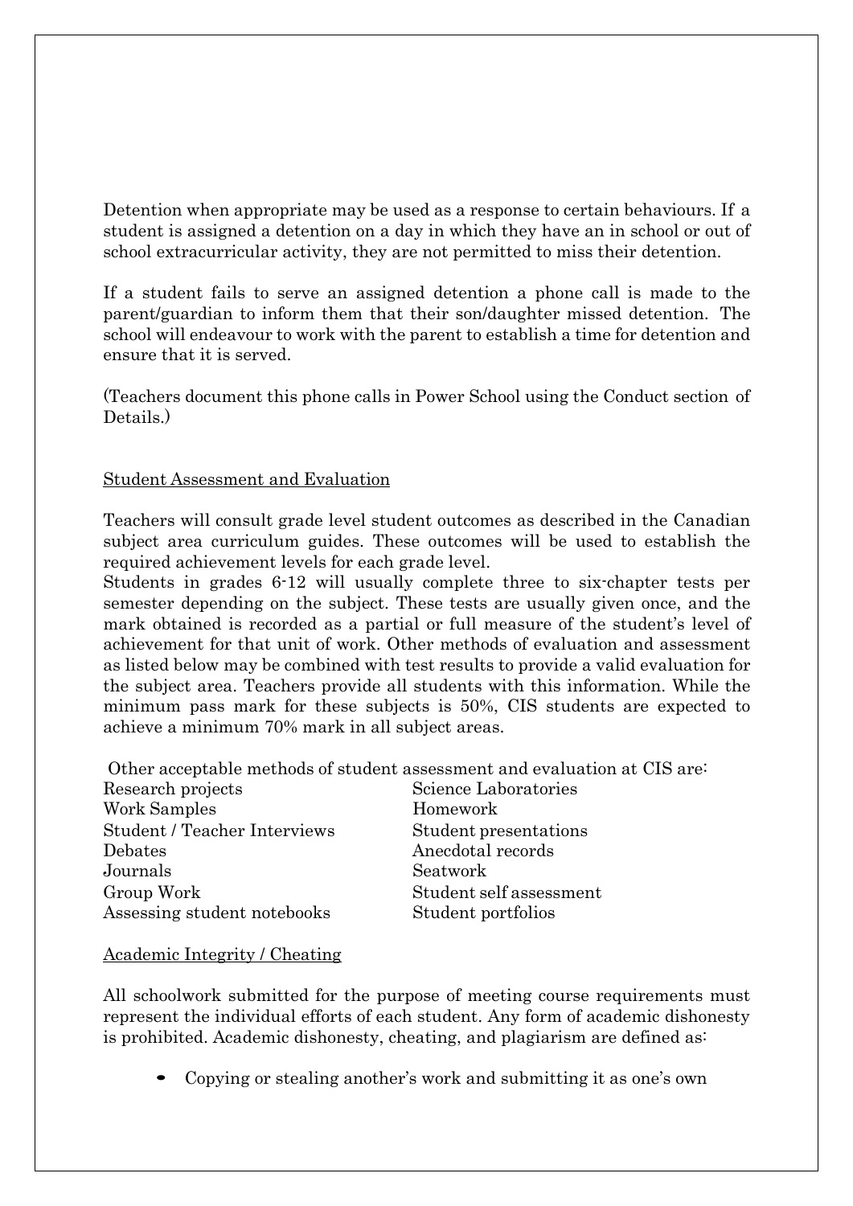Detention when appropriate may be used as a response to certain behaviours. If a student is assigned a detention on a day in which they have an in school or out of school extracurricular activity, they are not permitted to miss their detention.

If a student fails to serve an assigned detention a phone call is made to the parent/guardian to inform them that their son/daughter missed detention. The school will endeavour to work with the parent to establish a time for detention and ensure that it is served.

(Teachers document this phone calls in Power School using the Conduct section of Details.)

## Student Assessment and Evaluation

Teachers will consult grade level student outcomes as described in the Canadian subject area curriculum guides. These outcomes will be used to establish the required achievement levels for each grade level.
Students in grades 6-12 will usually complete three to six-chapter tests per semester depending on the subject. These tests are usually given once, and the mark obtained is recorded as a partial or full measure of the student's level of achievement for that unit of work. Other methods of evaluation and assessment as listed below may be combined with test results to provide a valid evaluation for the subject area. Teachers provide all students with this information. While the minimum pass mark for these subjects is 50%, CIS students are expected to achieve a minimum 70% mark in all subject areas.

Other acceptable methods of student assessment and evaluation at CIS are:

- Research projects
- Work Samples
- Student / Teacher Interviews
- Debates
- Journals
- Group Work
- Assessing student notebooks
- Science Laboratories
- Homework
- Student presentations
- Anecdotal records
- Seatwork
- Student self assessment
- Student portfolios

## Academic Integrity / Cheating

All schoolwork submitted for the purpose of meeting course requirements must represent the individual efforts of each student. Any form of academic dishonesty is prohibited. Academic dishonesty, cheating, and plagiarism are defined as:

- Copying or stealing another's work and submitting it as one's own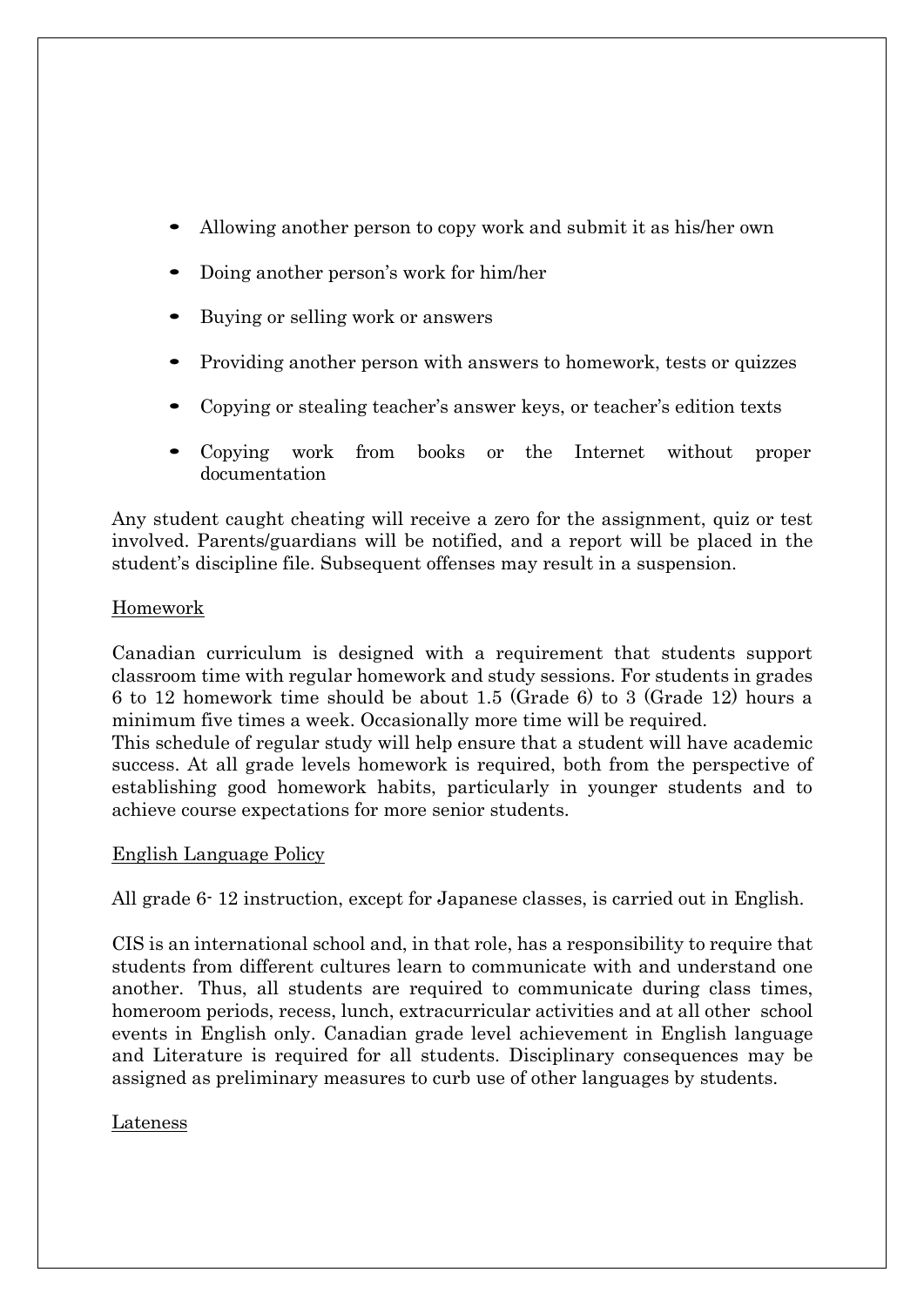- Allowing another person to copy work and submit it as his/her own
- Doing another person's work for him/her
- Buying or selling work or answers
- Providing another person with answers to homework, tests or quizzes
- Copying or stealing teacher's answer keys, or teacher's edition texts
- Copying work from books or the Internet without proper documentation

Any student caught cheating will receive a zero for the assignment, quiz or test involved. Parents/guardians will be notified, and a report will be placed in the student's discipline file. Subsequent offenses may result in a suspension.

## Homework

Canadian curriculum is designed with a requirement that students support classroom time with regular homework and study sessions. For students in grades 6 to 12 homework time should be about 1.5 (Grade 6) to 3 (Grade 12) hours a minimum five times a week. Occasionally more time will be required.
This schedule of regular study will help ensure that a student will have academic success. At all grade levels homework is required, both from the perspective of establishing good homework habits, particularly in younger students and to achieve course expectations for more senior students.

## English Language Policy

All grade 6- 12 instruction, except for Japanese classes, is carried out in English.

CIS is an international school and, in that role, has a responsibility to require that students from different cultures learn to communicate with and understand one another. Thus, all students are required to communicate during class times, homeroom periods, recess, lunch, extracurricular activities and at all other school events in English only. Canadian grade level achievement in English language and Literature is required for all students. Disciplinary consequences may be assigned as preliminary measures to curb use of other languages by students.

## Lateness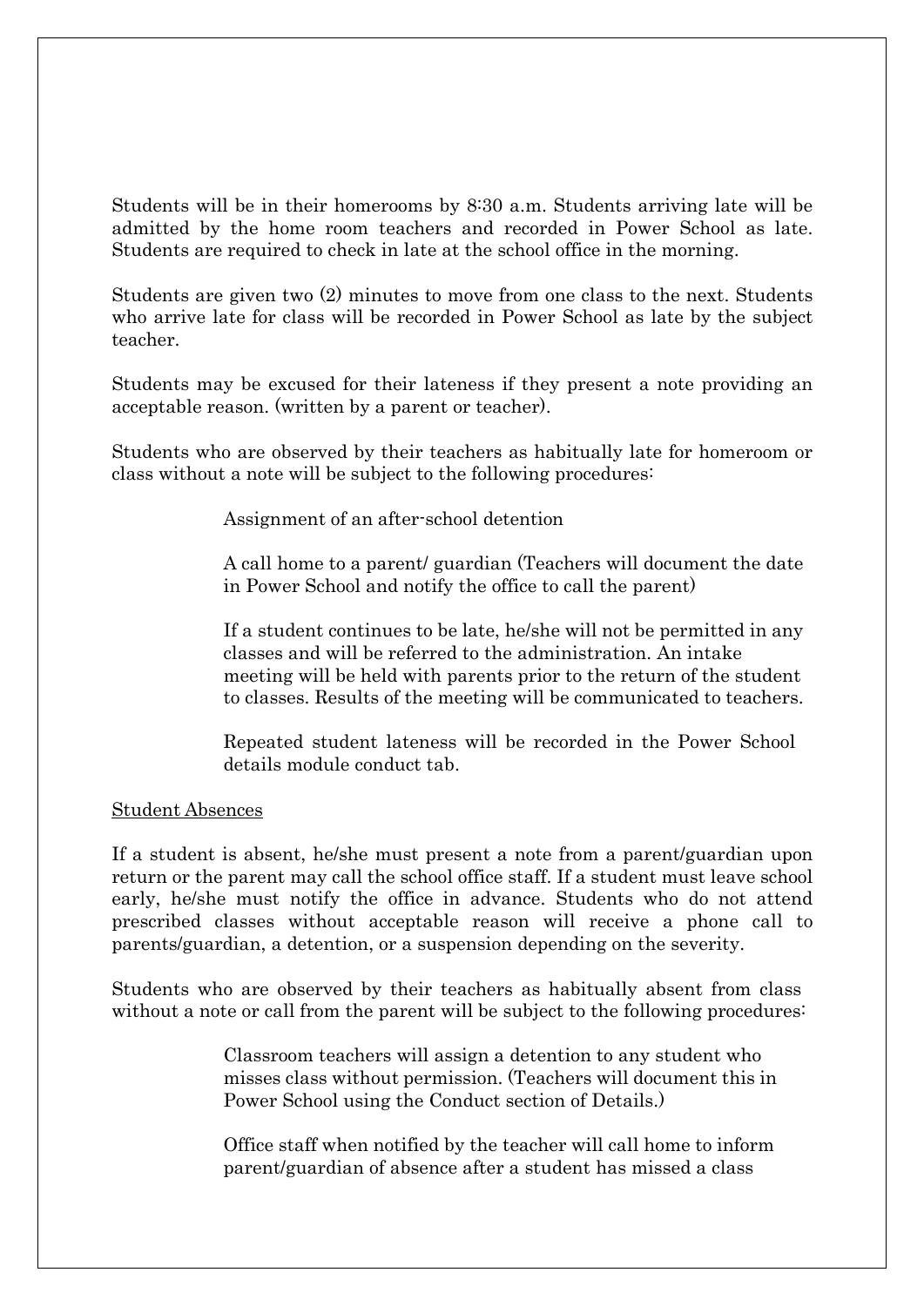Students will be in their homerooms by 8:30 a.m. Students arriving late will be admitted by the home room teachers and recorded in Power School as late. Students are required to check in late at the school office in the morning.

Students are given two (2) minutes to move from one class to the next. Students who arrive late for class will be recorded in Power School as late by the subject teacher.

Students may be excused for their lateness if they present a note providing an acceptable reason. (written by a parent or teacher).

Students who are observed by their teachers as habitually late for homeroom or class without a note will be subject to the following procedures:

> Assignment of an after-school detention
>
> A call home to a parent/ guardian (Teachers will document the date in Power School and notify the office to call the parent)
>
> If a student continues to be late, he/she will not be permitted in any classes and will be referred to the administration. An intake meeting will be held with parents prior to the return of the student to classes. Results of the meeting will be communicated to teachers.
>
> Repeated student lateness will be recorded in the Power School details module conduct tab.

<u>Student Absences</u>

If a student is absent, he/she must present a note from a parent/guardian upon return or the parent may call the school office staff. If a student must leave school early, he/she must notify the office in advance. Students who do not attend prescribed classes without acceptable reason will receive a phone call to parents/guardian, a detention, or a suspension depending on the severity.

Students who are observed by their teachers as habitually absent from class without a note or call from the parent will be subject to the following procedures:

> Classroom teachers will assign a detention to any student who misses class without permission. (Teachers will document this in Power School using the Conduct section of Details.)
>
> Office staff when notified by the teacher will call home to inform parent/guardian of absence after a student has missed a class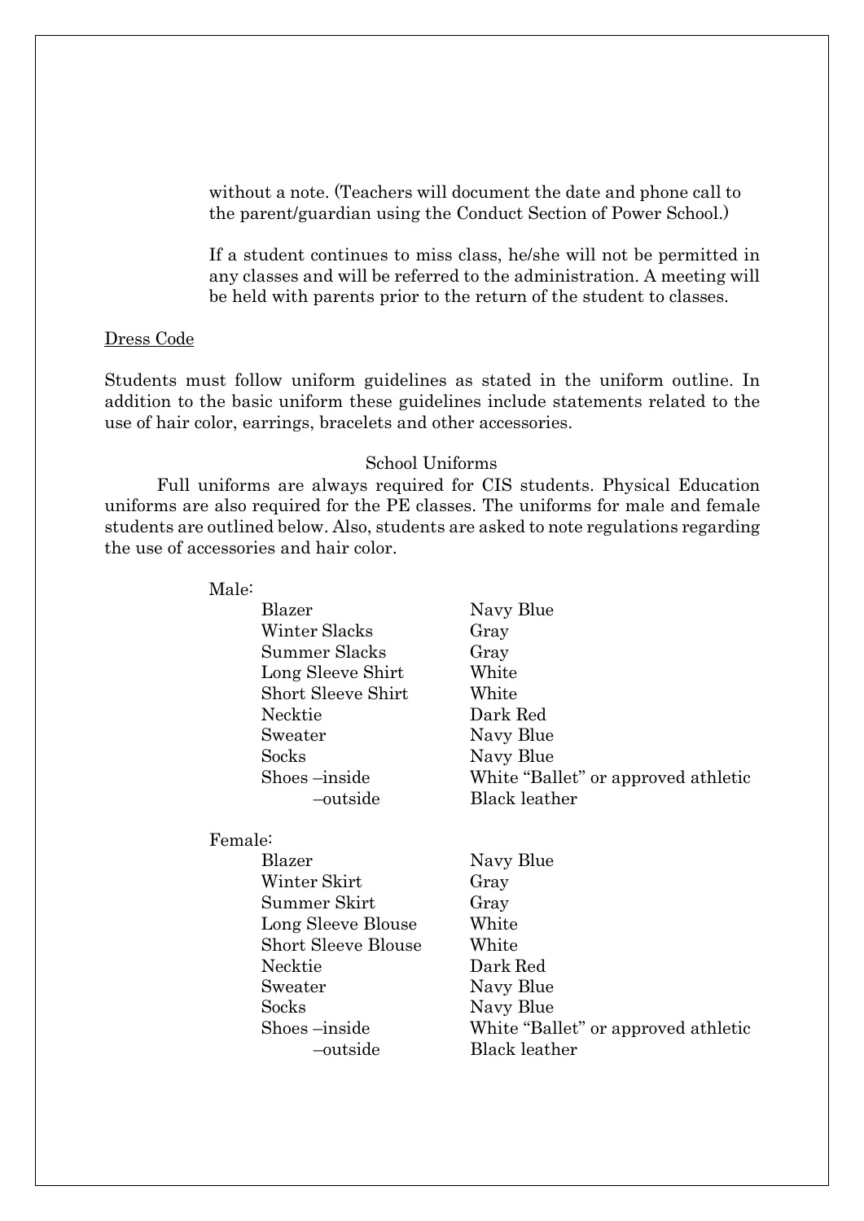without a note. (Teachers will document the date and phone call to the parent/guardian using the Conduct Section of Power School.)

If a student continues to miss class, he/she will not be permitted in any classes and will be referred to the administration. A meeting will be held with parents prior to the return of the student to classes.

<u>Dress Code</u>

Students must follow uniform guidelines as stated in the uniform outline. In addition to the basic uniform these guidelines include statements related to the use of hair color, earrings, bracelets and other accessories.

School Uniforms

Full uniforms are always required for CIS students. Physical Education uniforms are also required for the PE classes. The uniforms for male and female students are outlined below. Also, students are asked to note regulations regarding the use of accessories and hair color.

Male:

| Item | Color |
|---|---|
| Blazer | Navy Blue |
| Winter Slacks | Gray |
| Summer Slacks | Gray |
| Long Sleeve Shirt | White |
| Short Sleeve Shirt | White |
| Necktie | Dark Red |
| Sweater | Navy Blue |
| Socks | Navy Blue |
| Shoes –inside | White "Ballet" or approved athletic |
| –outside | Black leather |

Female:

| Item | Color |
|---|---|
| Blazer | Navy Blue |
| Winter Skirt | Gray |
| Summer Skirt | Gray |
| Long Sleeve Blouse | White |
| Short Sleeve Blouse | White |
| Necktie | Dark Red |
| Sweater | Navy Blue |
| Socks | Navy Blue |
| Shoes –inside | White "Ballet" or approved athletic |
| –outside | Black leather |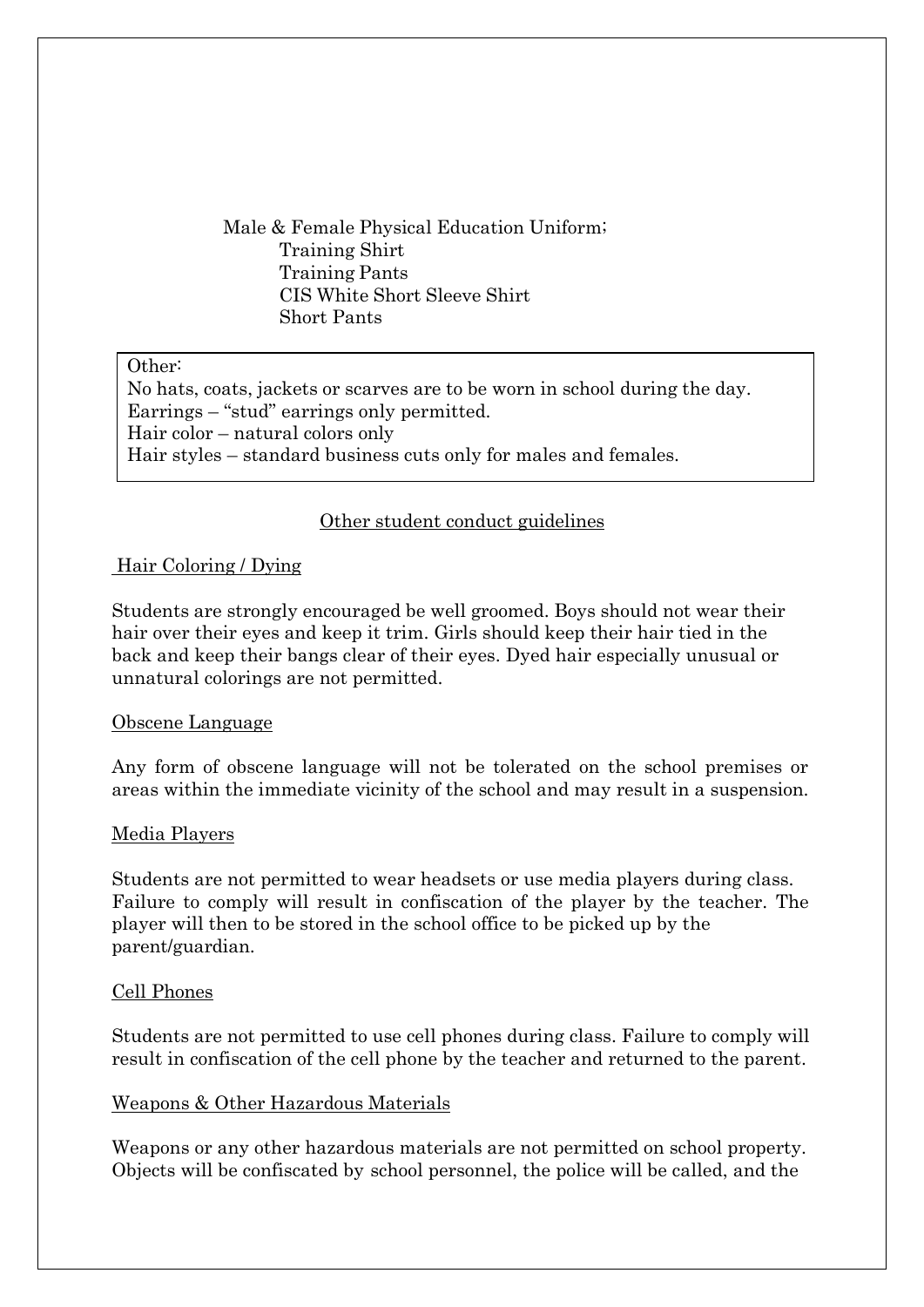Male & Female Physical Education Uniform;

- Training Shirt
- Training Pants
- CIS White Short Sleeve Shirt
- Short Pants

Other:
No hats, coats, jackets or scarves are to be worn in school during the day.
Earrings – "stud" earrings only permitted.
Hair color – natural colors only
Hair styles – standard business cuts only for males and females.

## Other student conduct guidelines

### Hair Coloring / Dying

Students are strongly encouraged be well groomed. Boys should not wear their hair over their eyes and keep it trim. Girls should keep their hair tied in the back and keep their bangs clear of their eyes. Dyed hair especially unusual or unnatural colorings are not permitted.

### Obscene Language

Any form of obscene language will not be tolerated on the school premises or areas within the immediate vicinity of the school and may result in a suspension.

### Media Players

Students are not permitted to wear headsets or use media players during class. Failure to comply will result in confiscation of the player by the teacher. The player will then to be stored in the school office to be picked up by the parent/guardian.

### Cell Phones

Students are not permitted to use cell phones during class. Failure to comply will result in confiscation of the cell phone by the teacher and returned to the parent.

### Weapons & Other Hazardous Materials

Weapons or any other hazardous materials are not permitted on school property. Objects will be confiscated by school personnel, the police will be called, and the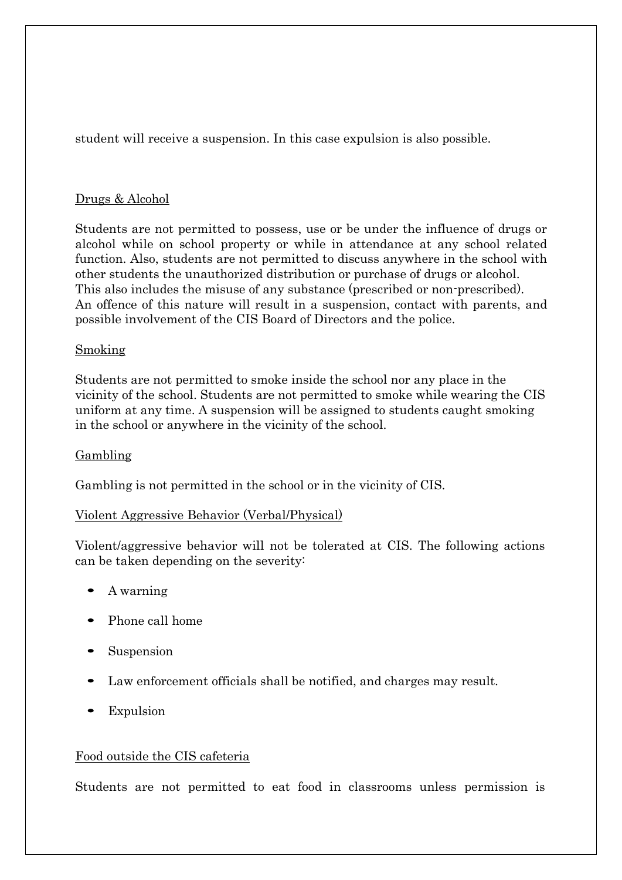student will receive a suspension. In this case expulsion is also possible.

## Drugs & Alcohol

Students are not permitted to possess, use or be under the influence of drugs or alcohol while on school property or while in attendance at any school related function. Also, students are not permitted to discuss anywhere in the school with other students the unauthorized distribution or purchase of drugs or alcohol. This also includes the misuse of any substance (prescribed or non-prescribed). An offence of this nature will result in a suspension, contact with parents, and possible involvement of the CIS Board of Directors and the police.

## Smoking

Students are not permitted to smoke inside the school nor any place in the vicinity of the school. Students are not permitted to smoke while wearing the CIS uniform at any time. A suspension will be assigned to students caught smoking in the school or anywhere in the vicinity of the school.

## Gambling

Gambling is not permitted in the school or in the vicinity of CIS.

## Violent Aggressive Behavior (Verbal/Physical)

Violent/aggressive behavior will not be tolerated at CIS. The following actions can be taken depending on the severity:

- A warning
- Phone call home
- Suspension
- Law enforcement officials shall be notified, and charges may result.
- Expulsion

## Food outside the CIS cafeteria

Students are not permitted to eat food in classrooms unless permission is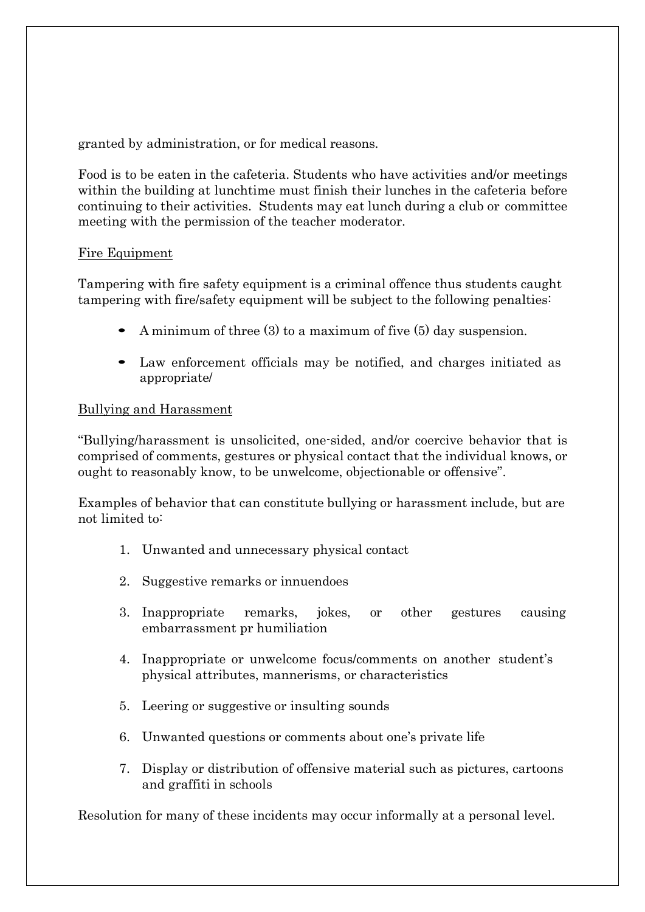granted by administration, or for medical reasons.

Food is to be eaten in the cafeteria. Students who have activities and/or meetings within the building at lunchtime must finish their lunches in the cafeteria before continuing to their activities. Students may eat lunch during a club or committee meeting with the permission of the teacher moderator.

<u>Fire Equipment</u>

Tampering with fire safety equipment is a criminal offence thus students caught tampering with fire/safety equipment will be subject to the following penalties:

- A minimum of three (3) to a maximum of five (5) day suspension.
- Law enforcement officials may be notified, and charges initiated as appropriate/

<u>Bullying and Harassment</u>

"Bullying/harassment is unsolicited, one-sided, and/or coercive behavior that is comprised of comments, gestures or physical contact that the individual knows, or ought to reasonably know, to be unwelcome, objectionable or offensive".

Examples of behavior that can constitute bullying or harassment include, but are not limited to:

1. Unwanted and unnecessary physical contact
2. Suggestive remarks or innuendoes
3. Inappropriate remarks, jokes, or other gestures causing embarrassment pr humiliation
4. Inappropriate or unwelcome focus/comments on another student's physical attributes, mannerisms, or characteristics
5. Leering or suggestive or insulting sounds
6. Unwanted questions or comments about one's private life
7. Display or distribution of offensive material such as pictures, cartoons and graffiti in schools

Resolution for many of these incidents may occur informally at a personal level.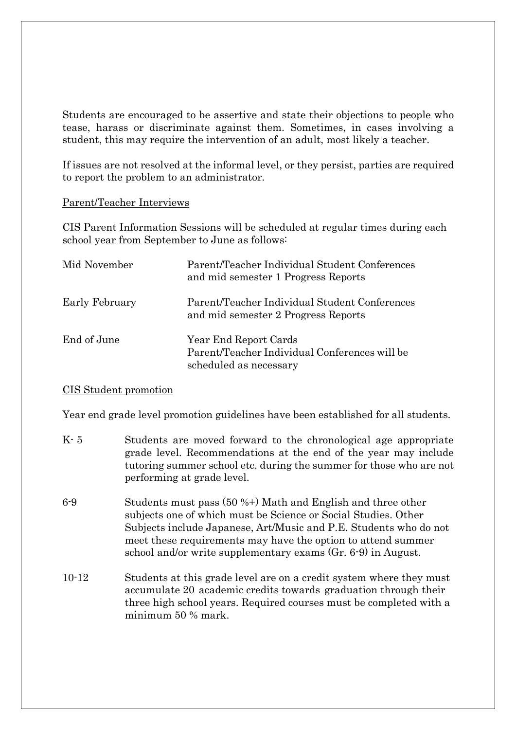Students are encouraged to be assertive and state their objections to people who tease, harass or discriminate against them. Sometimes, in cases involving a student, this may require the intervention of an adult, most likely a teacher.

If issues are not resolved at the informal level, or they persist, parties are required to report the problem to an administrator.

<u>Parent/Teacher Interviews</u>

CIS Parent Information Sessions will be scheduled at regular times during each school year from September to June as follows:

| | |
|---|---|
| Mid November | Parent/Teacher Individual Student Conferences and mid semester 1 Progress Reports |
| Early February | Parent/Teacher Individual Student Conferences and mid semester 2 Progress Reports |
| End of June | Year End Report Cards<br>Parent/Teacher Individual Conferences will be scheduled as necessary |

<u>CIS Student promotion</u>

Year end grade level promotion guidelines have been established for all students.

| | |
|---|---|
| K- 5 | Students are moved forward to the chronological age appropriate grade level. Recommendations at the end of the year may include tutoring summer school etc. during the summer for those who are not performing at grade level. |
| 6-9 | Students must pass (50 %+) Math and English and three other subjects one of which must be Science or Social Studies. Other Subjects include Japanese, Art/Music and P.E. Students who do not meet these requirements may have the option to attend summer school and/or write supplementary exams (Gr. 6-9) in August. |
| 10-12 | Students at this grade level are on a credit system where they must accumulate 20 academic credits towards graduation through their three high school years. Required courses must be completed with a minimum 50 % mark. |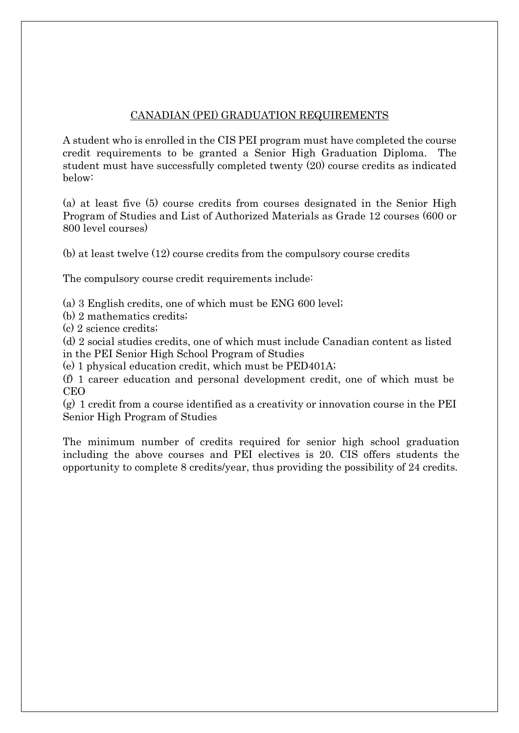## CANADIAN (PEI) GRADUATION REQUIREMENTS

A student who is enrolled in the CIS PEI program must have completed the course credit requirements to be granted a Senior High Graduation Diploma. The student must have successfully completed twenty (20) course credits as indicated below:

(a) at least five (5) course credits from courses designated in the Senior High Program of Studies and List of Authorized Materials as Grade 12 courses (600 or 800 level courses)

(b) at least twelve (12) course credits from the compulsory course credits

The compulsory course credit requirements include:

(a) 3 English credits, one of which must be ENG 600 level;
(b) 2 mathematics credits;
(c) 2 science credits;
(d) 2 social studies credits, one of which must include Canadian content as listed in the PEI Senior High School Program of Studies
(e) 1 physical education credit, which must be PED401A;
(f) 1 career education and personal development credit, one of which must be CEO
(g) 1 credit from a course identified as a creativity or innovation course in the PEI Senior High Program of Studies

The minimum number of credits required for senior high school graduation including the above courses and PEI electives is 20. CIS offers students the opportunity to complete 8 credits/year, thus providing the possibility of 24 credits.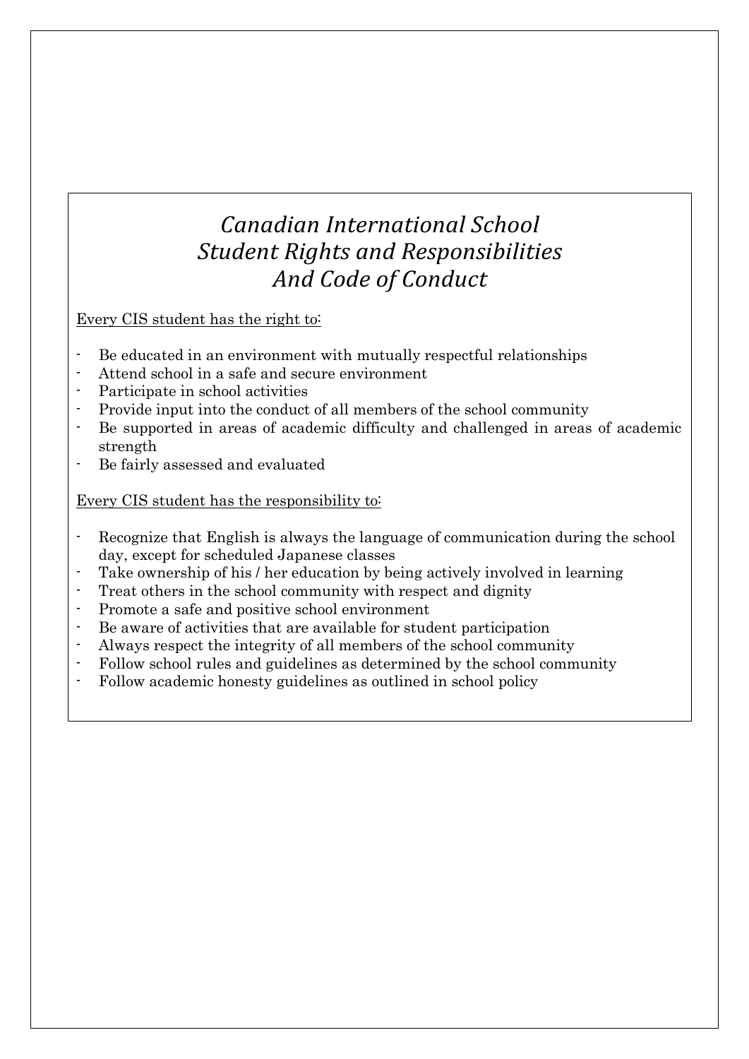# *Canadian International School*
# *Student Rights and Responsibilities*
# *And Code of Conduct*

<u>Every CIS student has the right to:</u>

- Be educated in an environment with mutually respectful relationships
- Attend school in a safe and secure environment
- Participate in school activities
- Provide input into the conduct of all members of the school community
- Be supported in areas of academic difficulty and challenged in areas of academic strength
- Be fairly assessed and evaluated

<u>Every CIS student has the responsibility to:</u>

- Recognize that English is always the language of communication during the school day, except for scheduled Japanese classes
- Take ownership of his / her education by being actively involved in learning
- Treat others in the school community with respect and dignity
- Promote a safe and positive school environment
- Be aware of activities that are available for student participation
- Always respect the integrity of all members of the school community
- Follow school rules and guidelines as determined by the school community
- Follow academic honesty guidelines as outlined in school policy